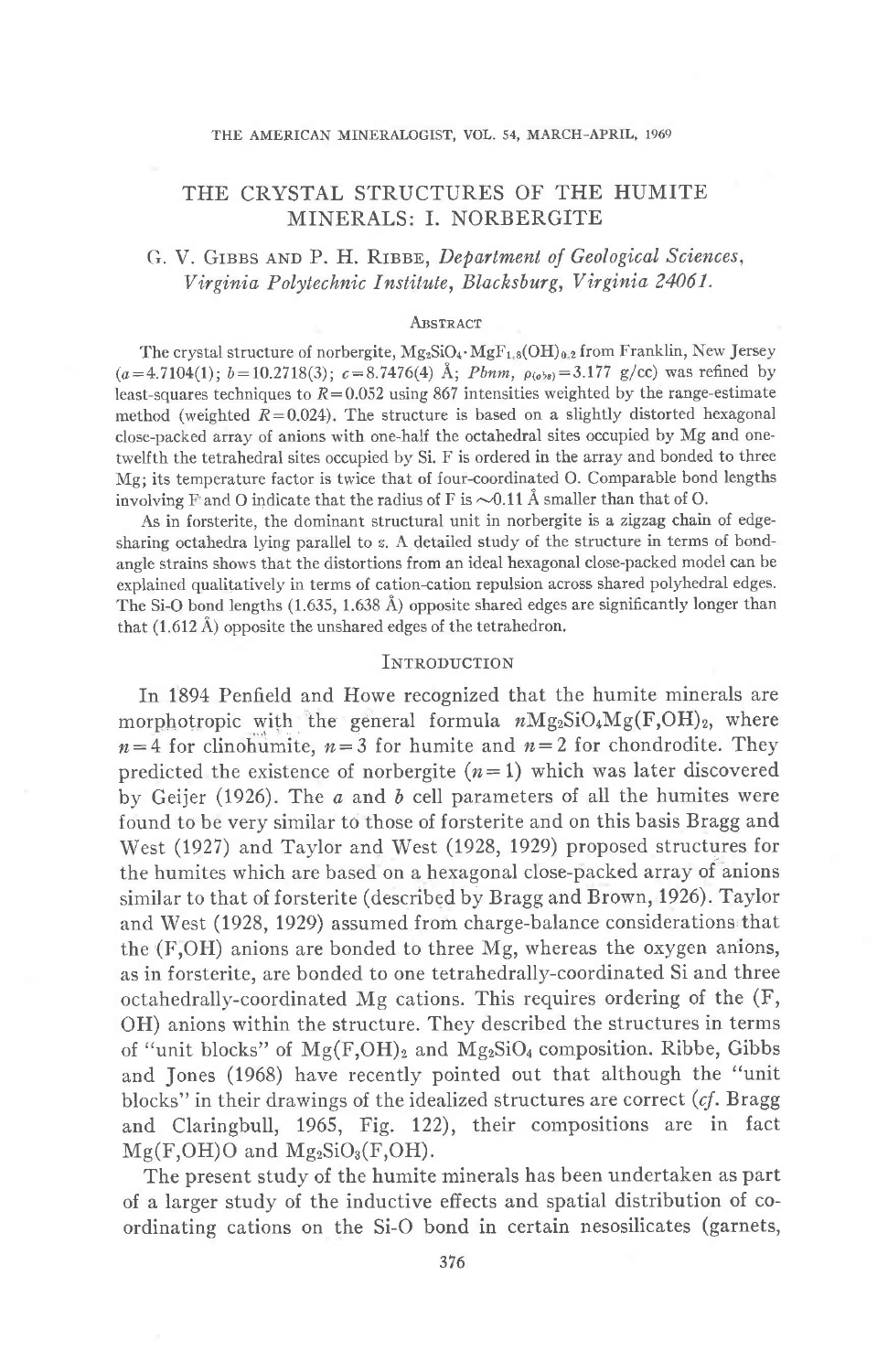# THE CRYSTAL STRUCTURES OF THE HUMITE MINERALS: I. NORBERGITE

G. V. Gibbs and P. H. Ribbe, *Department of Geological Sciences, Virginia Polytechnic Institute, Blacksburg, Virginia 24061.*

## Abstract

The crystal structure of norbergite, $Mg_2SiO_4 \cdot MgF_{1.8}(OH)_{0.2}$ from Franklin, New Jersey ($a=4.7104(1)$; $b=10.2718(3)$; $c=8.7476(4)$ Å; $Pbnm$, $\rho_{(obs)}=3.177$ g/cc) was refined by least-squares techniques to $R=0.052$ using 867 intensities weighted by the range-estimate method (weighted $R=0.024$). The structure is based on a slightly distorted hexagonal close-packed array of anions with one-half the octahedral sites occupied by Mg and one-twelfth the tetrahedral sites occupied by Si. F is ordered in the array and bonded to three Mg; its temperature factor is twice that of four-coordinated O. Comparable bond lengths involving F and O indicate that the radius of F is ~0.11 Å smaller than that of O.

As in forsterite, the dominant structural unit in norbergite is a zigzag chain of edge-sharing octahedra lying parallel to $z$. A detailed study of the structure in terms of bond-angle strains shows that the distortions from an ideal hexagonal close-packed model can be explained qualitatively in terms of cation-cation repulsion across shared polyhedral edges. The Si-O bond lengths (1.635, 1.638 Å) opposite shared edges are significantly longer than that (1.612 Å) opposite the unshared edges of the tetrahedron.

## Introduction

In 1894 Penfield and Howe recognized that the humite minerals are morphotropic with the general formula $n Mg_2SiO_4 Mg(F,OH)_2$, where $n=4$ for clinohumite, $n=3$ for humite and $n=2$ for chondrodite. They predicted the existence of norbergite ($n=1$) which was later discovered by Geijer (1926). The $a$ and $b$ cell parameters of all the humites were found to be very similar to those of forsterite and on this basis Bragg and West (1927) and Taylor and West (1928, 1929) proposed structures for the humites which are based on a hexagonal close-packed array of anions similar to that of forsterite (described by Bragg and Brown, 1926). Taylor and West (1928, 1929) assumed from charge-balance considerations that the (F,OH) anions are bonded to three Mg, whereas the oxygen anions, as in forsterite, are bonded to one tetrahedrally-coordinated Si and three octahedrally-coordinated Mg cations. This requires ordering of the (F, OH) anions within the structure. They described the structures in terms of "unit blocks" of $Mg(F,OH)_2$ and $Mg_2SiO_4$ composition. Ribbe, Gibbs and Jones (1968) have recently pointed out that although the "unit blocks" in their drawings of the idealized structures are correct (*cf.* Bragg and Claringbull, 1965, Fig. 122), their compositions are in fact $Mg(F,OH)O$ and $Mg_2SiO_3(F,OH)$.

The present study of the humite minerals has been undertaken as part of a larger study of the inductive effects and spatial distribution of coordinating cations on the Si-O bond in certain nesosilicates (garnets,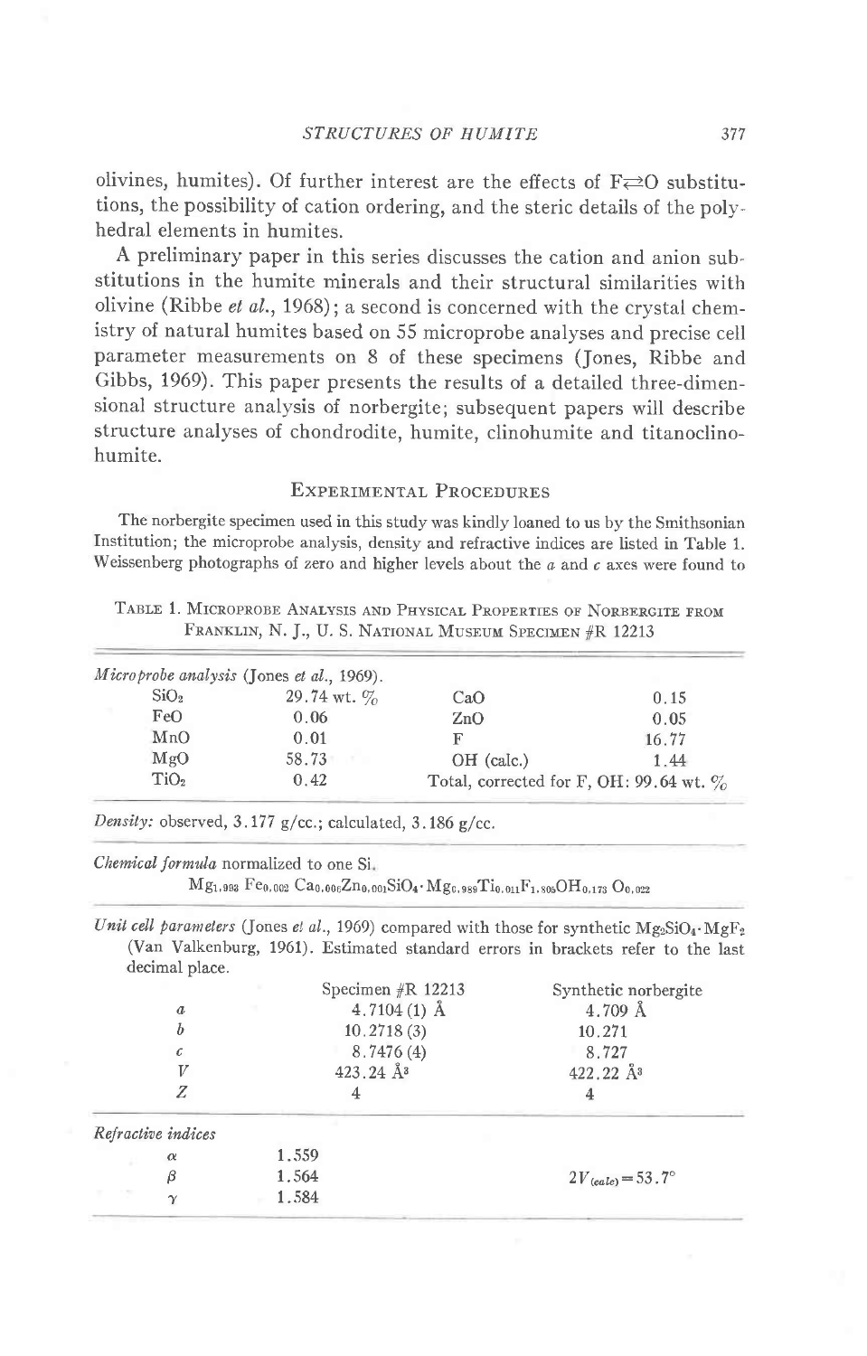olivines, humites). Of further interest are the effects of F⇄O substitutions, the possibility of cation ordering, and the steric details of the polyhedral elements in humites.

A preliminary paper in this series discusses the cation and anion substitutions in the humite minerals and their structural similarities with olivine (Ribbe *et al.*, 1968); a second is concerned with the crystal chemistry of natural humites based on 55 microprobe analyses and precise cell parameter measurements on 8 of these specimens (Jones, Ribbe and Gibbs, 1969). This paper presents the results of a detailed three-dimensional structure analysis of norbergite; subsequent papers will describe structure analyses of chondrodite, humite, clinohumite and titanoclinohumite.

## Experimental Procedures

The norbergite specimen used in this study was kindly loaned to us by the Smithsonian Institution; the microprobe analysis, density and refractive indices are listed in Table 1. Weissenberg photographs of zero and higher levels about the *a* and *c* axes were found to

Table 1. Microprobe Analysis and Physical Properties of Norbergite from Franklin, N. J., U. S. National Museum Specimen #R 12213

*Microprobe analysis* (Jones *et al.*, 1969).

| | | | |
|---|---|---|---|
| $SiO_2$ | 29.74 wt. % | CaO | 0.15 |
| FeO | 0.06 | ZnO | 0.05 |
| MnO | 0.01 | F | 16.77 |
| MgO | 58.73 | OH (calc.) | 1.44 |
| $TiO_2$ | 0.42 | Total, corrected for F, OH: 99.64 wt. % | |

*Density:* observed, 3.177 g/cc.; calculated, 3.186 g/cc.

*Chemical formula* normalized to one Si.

$Mg_{1.983}Fe_{0.002}Ca_{0.006}Zn_{0.001}SiO_4 \cdot Mg_{0.989}Ti_{0.011}F_{1.805}OH_{0.173}O_{0.022}$

*Unit cell parameters* (Jones *et al.*, 1969) compared with those for synthetic $Mg_2SiO_4 \cdot MgF_2$ (Van Valkenburg, 1961). Estimated standard errors in brackets refer to the last decimal place.

| | Specimen #R 12213 | Synthetic norbergite |
|---|---|---|
| *a* | 4.7104 (1) Å | 4.709 Å |
| *b* | 10.2718 (3) | 10.271 |
| *c* | 8.7476 (4) | 8.727 |
| *V* | 423.24 Å$^3$ | 422.22 Å$^3$ |
| *Z* | 4 | 4 |

*Refractive indices*

| | | |
|---|---|---|
| $\alpha$ | 1.559 | |
| $\beta$ | 1.564 | $2V_{(calc)} = 53.7°$ |
| $\gamma$ | 1.584 | |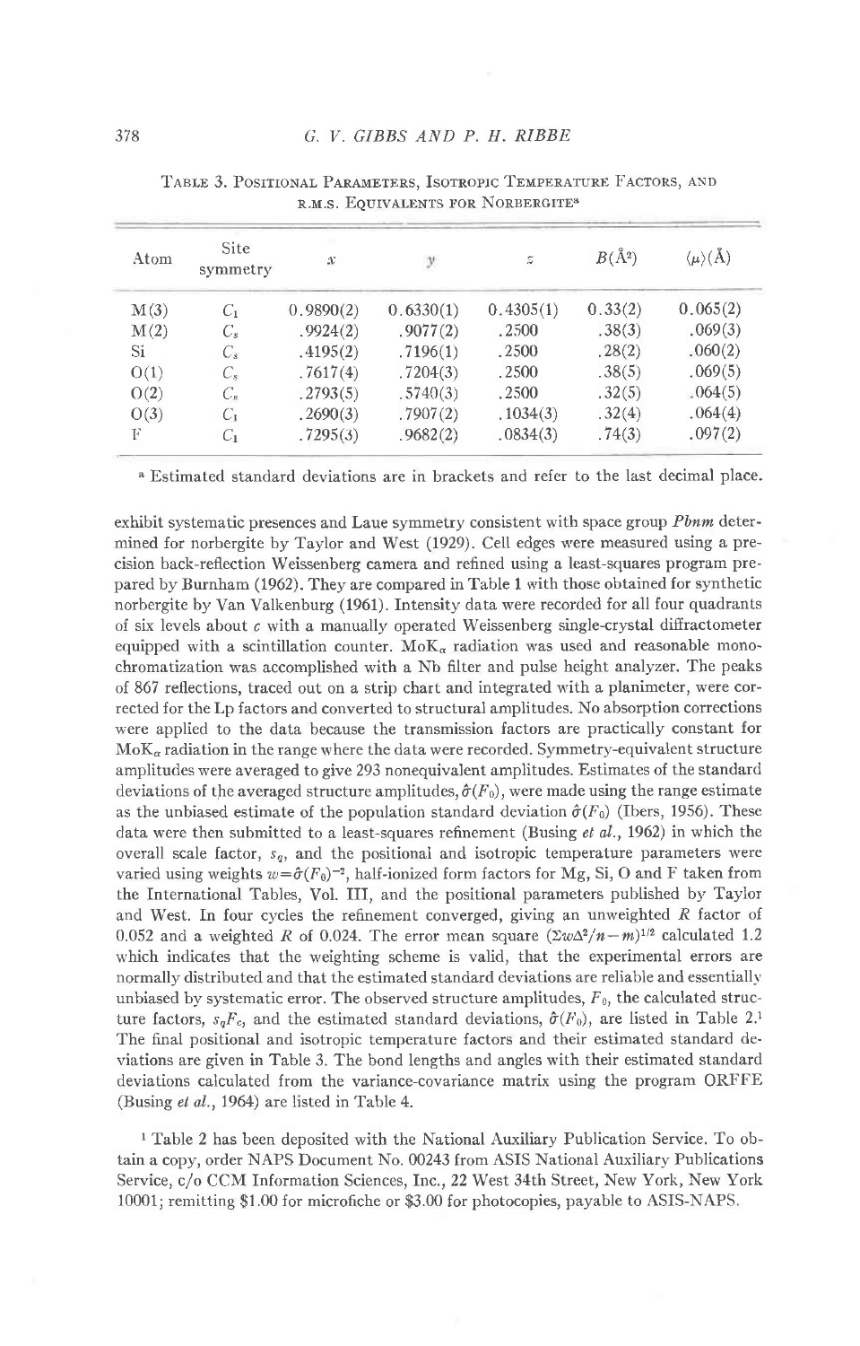Table 3. Positional Parameters, Isotropic Temperature Factors, and r.m.s. Equivalents for Norbergite[a]

| Atom | Site symmetry | $x$ | $y$ | $z$ | $B(\text{Å}^2)$ | $\langle\mu\rangle(\text{Å})$ |
|---|---|---|---|---|---|---|
| M(3) | $C_1$ | 0.9890(2) | 0.6330(1) | 0.4305(1) | 0.33(2) | 0.065(2) |
| M(2) | $C_s$ | .9924(2) | .9077(2) | .2500 | .38(3) | .069(3) |
| Si | $C_s$ | .4195(2) | .7196(1) | .2500 | .28(2) | .060(2) |
| O(1) | $C_s$ | .7617(4) | .7204(3) | .2500 | .38(5) | .069(5) |
| O(2) | $C_s$ | .2793(5) | .5740(3) | .2500 | .32(5) | .064(5) |
| O(3) | $C_1$ | .2690(3) | .7907(2) | .1034(3) | .32(4) | .064(4) |
| F | $C_1$ | .7295(3) | .9682(2) | .0834(3) | .74(3) | .097(2) |

[a] Estimated standard deviations are in brackets and refer to the last decimal place.

exhibit systematic presences and Laue symmetry consistent with space group *Pbnm* determined for norbergite by Taylor and West (1929). Cell edges were measured using a precision back-reflection Weissenberg camera and refined using a least-squares program prepared by Burnham (1962). They are compared in Table 1 with those obtained for synthetic norbergite by Van Valkenburg (1961). Intensity data were recorded for all four quadrants of six levels about $c$ with a manually operated Weissenberg single-crystal diffractometer equipped with a scintillation counter. $\text{MoK}_\alpha$ radiation was used and reasonable monochromatization was accomplished with a Nb filter and pulse height analyzer. The peaks of 867 reflections, traced out on a strip chart and integrated with a planimeter, were corrected for the Lp factors and converted to structural amplitudes. No absorption corrections were applied to the data because the transmission factors are practically constant for $\text{MoK}_\alpha$ radiation in the range where the data were recorded. Symmetry-equivalent structure amplitudes were averaged to give 293 nonequivalent amplitudes. Estimates of the standard deviations of the averaged structure amplitudes, $\hat{\sigma}(F_0)$, were made using the range estimate as the unbiased estimate of the population standard deviation $\hat{\sigma}(F_0)$ (Ibers, 1956). These data were then submitted to a least-squares refinement (Busing *et al.*, 1962) in which the overall scale factor, $s_q$, and the positional and isotropic temperature parameters were varied using weights $w=\hat{\sigma}(F_0)^{-2}$, half-ionized form factors for Mg, Si, O and F taken from the International Tables, Vol. III, and the positional parameters published by Taylor and West. In four cycles the refinement converged, giving an unweighted $R$ factor of 0.052 and a weighted $R$ of 0.024. The error mean square $(\Sigma w\Delta^2/n-m)^{1/2}$ calculated 1.2 which indicates that the weighting scheme is valid, that the experimental errors are normally distributed and that the estimated standard deviations are reliable and essentially unbiased by systematic error. The observed structure amplitudes, $F_0$, the calculated structure factors, $s_qF_c$, and the estimated standard deviations, $\hat{\sigma}(F_0)$, are listed in Table 2.[1] The final positional and isotropic temperature factors and their estimated standard deviations are given in Table 3. The bond lengths and angles with their estimated standard deviations calculated from the variance-covariance matrix using the program ORFFE (Busing *et al.*, 1964) are listed in Table 4.

[1] Table 2 has been deposited with the National Auxiliary Publication Service. To obtain a copy, order NAPS Document No. 00243 from ASIS National Auxiliary Publications Service, c/o CCM Information Sciences, Inc., 22 West 34th Street, New York, New York 10001; remitting $1.00 for microfiche or $3.00 for photocopies, payable to ASIS-NAPS.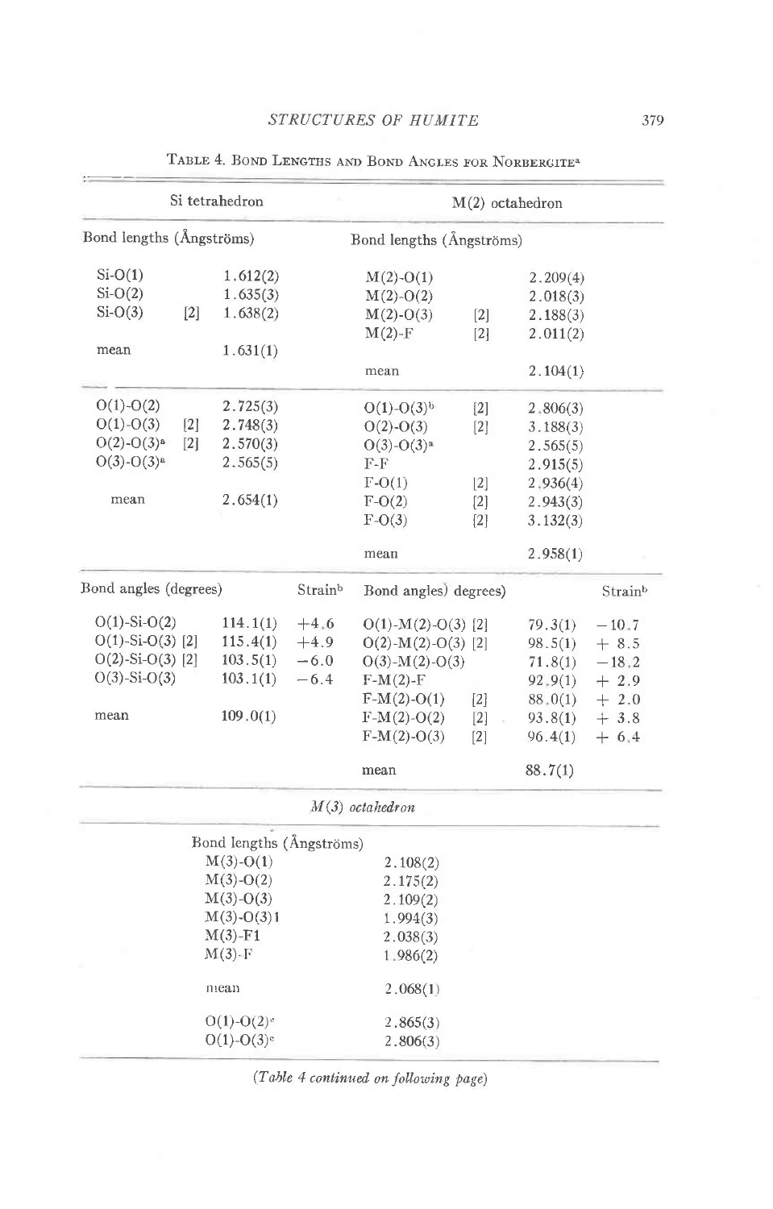TABLE 4. BOND LENGTHS AND BOND ANGLES FOR NORBERGITE[a]

| Si tetrahedron | | | | M(2) octahedron | | | |
|---|---|---|---|---|---|---|---|
| Bond lengths (Ångströms) | | | | Bond lengths (Ångströms) | | | |
| Si-O(1) | | 1.612(2) | | M(2)-O(1) | | 2.209(4) | |
| Si-O(2) | | 1.635(3) | | M(2)-O(2) | | 2.018(3) | |
| Si-O(3) | [2] | 1.638(2) | | M(2)-O(3) | [2] | 2.188(3) | |
| | | | | M(2)-F | [2] | 2.011(2) | |
| mean | | 1.631(1) | | | | | |
| | | | | mean | | 2.104(1) | |
| O(1)-O(2) | | 2.725(3) | | O(1)-O(3)[b] | [2] | 2.806(3) | |
| O(1)-O(3) | [2] | 2.748(3) | | O(2)-O(3) | [2] | 3.188(3) | |
| O(2)-O(3)[a] | [2] | 2.570(3) | | O(3)-O(3)[a] | | 2.565(5) | |
| O(3)-O(3)[a] | | 2.565(5) | | F-F | | 2.915(5) | |
| | | | | F-O(1) | [2] | 2.936(4) | |
| mean | | 2.654(1) | | F-O(2) | [2] | 2.943(3) | |
| | | | | F-O(3) | [2] | 3.132(3) | |
| | | | | mean | | 2.958(1) | |
| Bond angles (degrees) | | | Strain[b] | Bond angles) degrees) | | | Strain[b] |
| O(1)-Si-O(2) | | 114.1(1) | +4.6 | O(1)-M(2)-O(3) | [2] | 79.3(1) | −10.7 |
| O(1)-Si-O(3) | [2] | 115.4(1) | +4.9 | O(2)-M(2)-O(3) | [2] | 98.5(1) | + 8.5 |
| O(2)-Si-O(3) | [2] | 103.5(1) | −6.0 | O(3)-M(2)-O(3) | | 71.8(1) | −18.2 |
| O(3)-Si-O(3) | | 103.1(1) | −6.4 | F-M(2)-F | | 92.9(1) | + 2.9 |
| | | | | F-M(2)-O(1) | [2] | 88.0(1) | + 2.0 |
| mean | | 109.0(1) | | F-M(2)-O(2) | [2] | 93.8(1) | + 3.8 |
| | | | | F-M(2)-O(3) | [2] | 96.4(1) | + 6.4 |
| | | | | mean | | 88.7(1) | |

*M(3) octahedron*

| Bond lengths (Ångströms) | |
|---|---|
| M(3)-O(1) | 2.108(2) |
| M(3)-O(2) | 2.175(2) |
| M(3)-O(3) | 2.109(2) |
| M(3)-O(3)1 | 1.994(3) |
| M(3)-F1 | 2.038(3) |
| M(3)-F | 1.986(2) |
| mean | 2.068(1) |
| O(1)-O(2)[c] | 2.865(3) |
| O(1)-O(3)[c] | 2.806(3) |

*(Table 4 continued on following page)*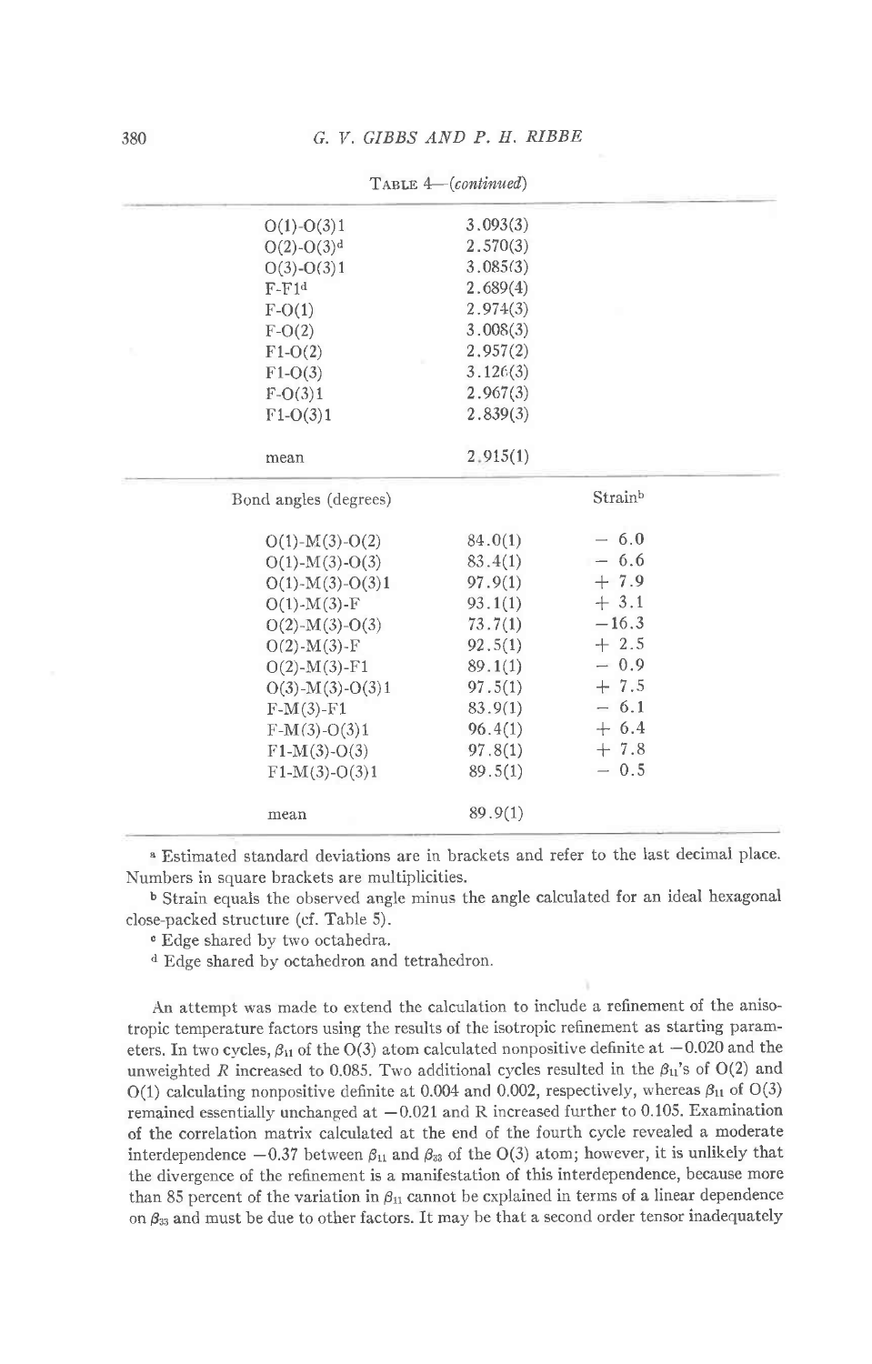TABLE 4—(*continued*)

| | | |
|---|---|---|
| O(1)-O(3)1 | 3.093(3) | |
| O(2)-O(3)[d] | 2.570(3) | |
| O(3)-O(3)1 | 3.085(3) | |
| F-F1[d] | 2.689(4) | |
| F-O(1) | 2.974(3) | |
| F-O(2) | 3.008(3) | |
| F1-O(2) | 2.957(2) | |
| F1-O(3) | 3.126(3) | |
| F-O(3)1 | 2.967(3) | |
| F1-O(3)1 | 2.839(3) | |
| mean | 2.915(1) | |
| Bond angles (degrees) | | Strain[b] |
| O(1)-M(3)-O(2) | 84.0(1) | − 6.0 |
| O(1)-M(3)-O(3) | 83.4(1) | − 6.6 |
| O(1)-M(3)-O(3)1 | 97.9(1) | + 7.9 |
| O(1)-M(3)-F | 93.1(1) | + 3.1 |
| O(2)-M(3)-O(3) | 73.7(1) | −16.3 |
| O(2)-M(3)-F | 92.5(1) | + 2.5 |
| O(2)-M(3)-F1 | 89.1(1) | − 0.9 |
| O(3)-M(3)-O(3)1 | 97.5(1) | + 7.5 |
| F-M(3)-F1 | 83.9(1) | − 6.1 |
| F-M(3)-O(3)1 | 96.4(1) | + 6.4 |
| F1-M(3)-O(3) | 97.8(1) | + 7.8 |
| F1-M(3)-O(3)1 | 89.5(1) | − 0.5 |
| mean | 89.9(1) | |

[a] Estimated standard deviations are in brackets and refer to the last decimal place. Numbers in square brackets are multiplicities.

[b] Strain equals the observed angle minus the angle calculated for an ideal hexagonal close-packed structure (cf. Table 5).

[c] Edge shared by two octahedra.

[d] Edge shared by octahedron and tetrahedron.

An attempt was made to extend the calculation to include a refinement of the anisotropic temperature factors using the results of the isotropic refinement as starting parameters. In two cycles, $\beta_{11}$ of the O(3) atom calculated nonpositive definite at $-0.020$ and the unweighted $R$ increased to 0.085. Two additional cycles resulted in the $\beta_{11}$'s of O(2) and O(1) calculating nonpositive definite at 0.004 and 0.002, respectively, whereas $\beta_{11}$ of O(3) remained essentially unchanged at $-0.021$ and R increased further to 0.105. Examination of the correlation matrix calculated at the end of the fourth cycle revealed a moderate interdependence $-0.37$ between $\beta_{11}$ and $\beta_{33}$ of the O(3) atom; however, it is unlikely that the divergence of the refinement is a manifestation of this interdependence, because more than 85 percent of the variation in $\beta_{11}$ cannot be explained in terms of a linear dependence on $\beta_{33}$ and must be due to other factors. It may be that a second order tensor inadequately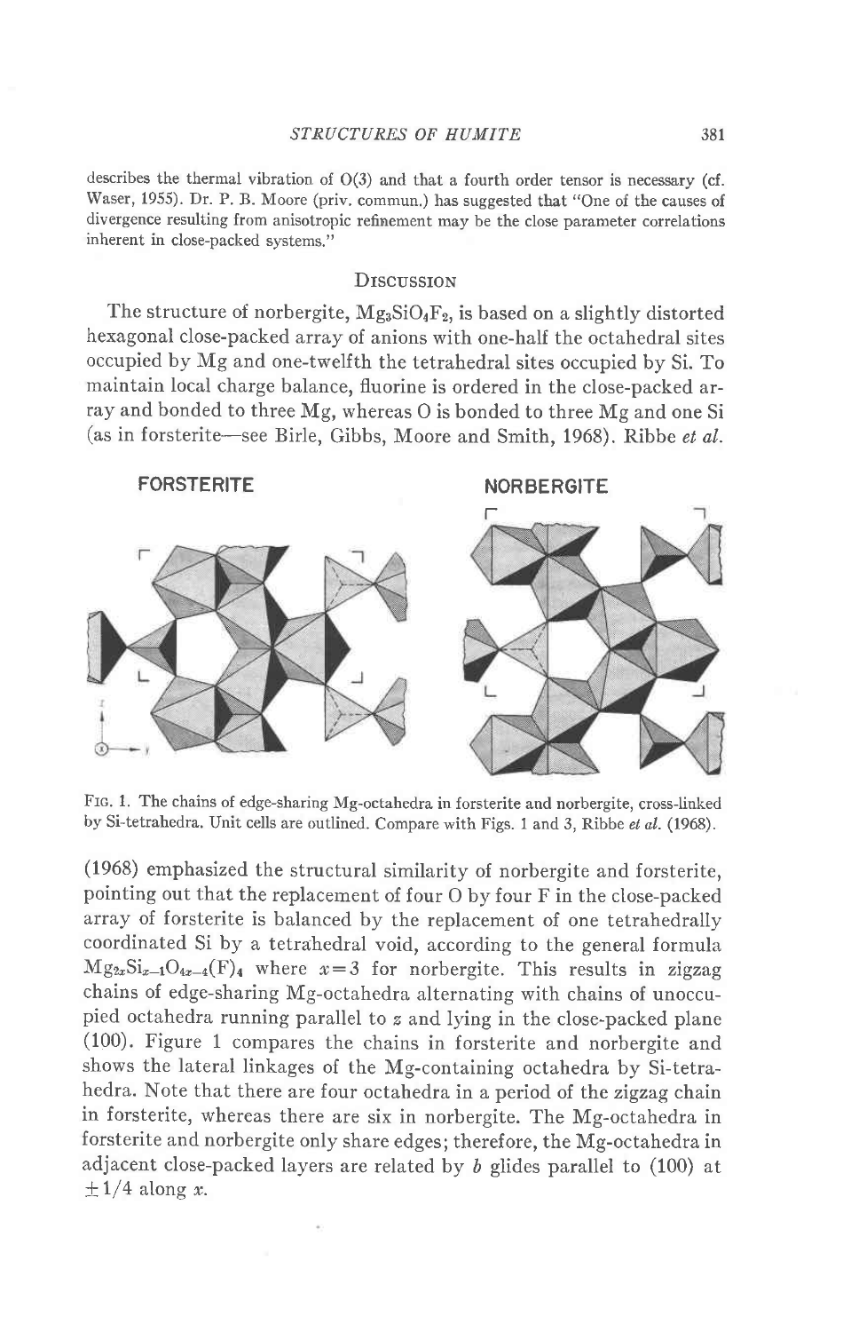describes the thermal vibration of O(3) and that a fourth order tensor is necessary (cf. Waser, 1955). Dr. P. B. Moore (priv. commun.) has suggested that "One of the causes of divergence resulting from anisotropic refinement may be the close parameter correlations inherent in close-packed systems."

## Discussion

The structure of norbergite, $Mg_3SiO_4F_2$, is based on a slightly distorted hexagonal close-packed array of anions with one-half the octahedral sites occupied by Mg and one-twelfth the tetrahedral sites occupied by Si. To maintain local charge balance, fluorine is ordered in the close-packed array and bonded to three Mg, whereas O is bonded to three Mg and one Si (as in forsterite—see Birle, Gibbs, Moore and Smith, 1968). Ribbe *et al.* (1968) emphasized the structural similarity of norbergite and forsterite, pointing out that the replacement of four O by four F in the close-packed array of forsterite is balanced by the replacement of one tetrahedrally coordinated Si by a tetrahedral void, according to the general formula $Mg_{2x}Si_{x-1}O_{4x-4}(F)_4$ where $x=3$ for norbergite. This results in zigzag chains of edge-sharing Mg-octahedra alternating with chains of unoccupied octahedra running parallel to $z$ and lying in the close-packed plane (100). Figure 1 compares the chains in forsterite and norbergite and shows the lateral linkages of the Mg-containing octahedra by Si-tetrahedra. Note that there are four octahedra in a period of the zigzag chain in forsterite, whereas there are six in norbergite. The Mg-octahedra in forsterite and norbergite only share edges; therefore, the Mg-octahedra in adjacent close-packed layers are related by $b$ glides parallel to (100) at $\pm 1/4$ along $x$.

FORSTERITE NORBERGITE

Fig. 1. The chains of edge-sharing Mg-octahedra in forsterite and norbergite, cross-linked by Si-tetrahedra. Unit cells are outlined. Compare with Figs. 1 and 3, Ribbe *et al.* (1968).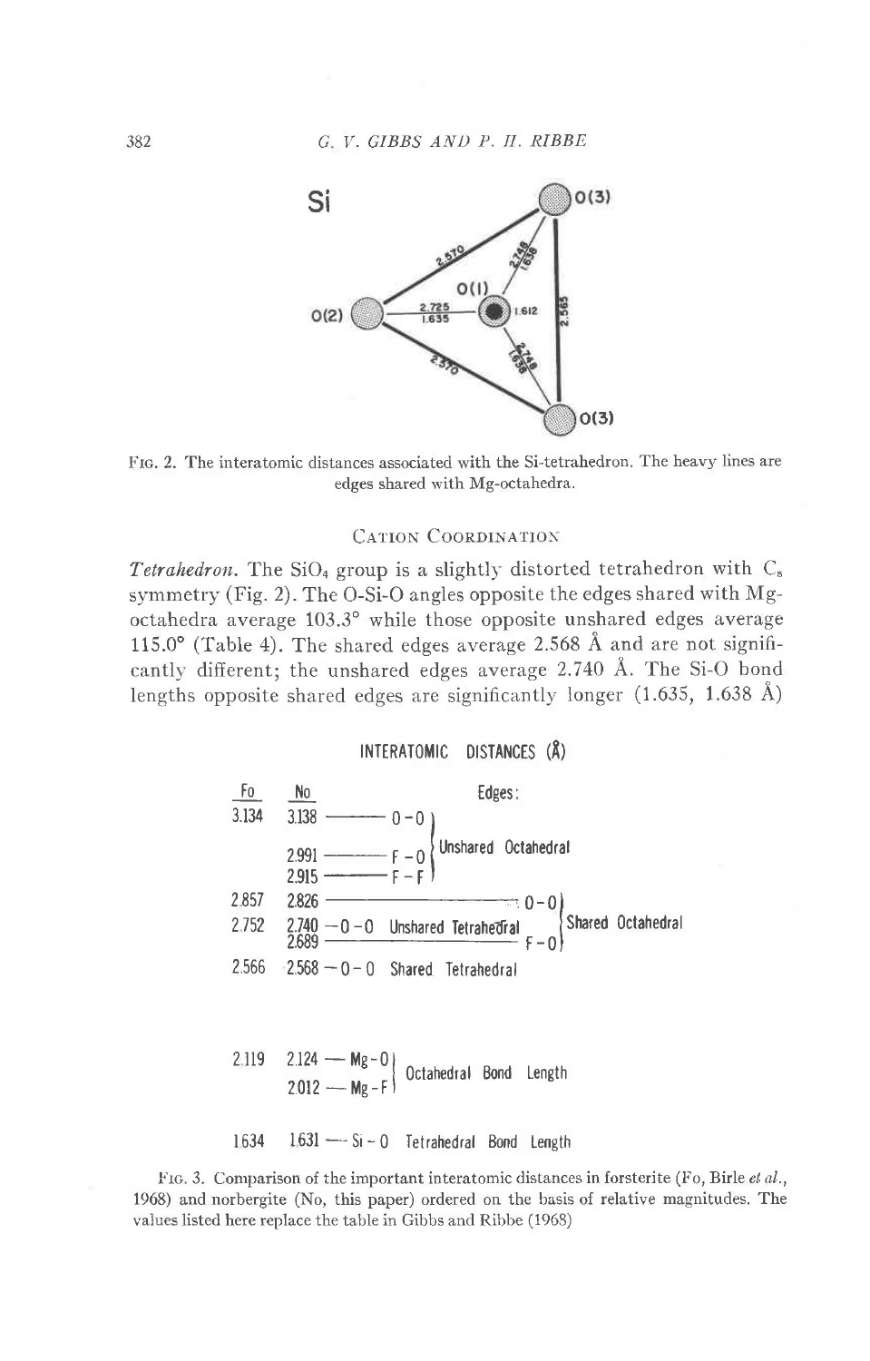Si

O(3)

O(1)

O(2)

O(3)

2.570

2.749
1.638

2.725
1.635

1.612

2.565

2.570

2.748
1.638

FIG. 2. The interatomic distances associated with the Si-tetrahedron. The heavy lines are edges shared with Mg-octahedra.

## CATION COORDINATION

*Tetrahedron.* The $SiO_4$ group is a slightly distorted tetrahedron with $C_s$ symmetry (Fig. 2). The O-Si-O angles opposite the edges shared with Mg-octahedra average 103.3° while those opposite unshared edges average 115.0° (Table 4). The shared edges average 2.568 Å and are not significantly different; the unshared edges average 2.740 Å. The Si-O bond lengths opposite shared edges are significantly longer (1.635, 1.638 Å)

INTERATOMIC DISTANCES (Å)

| Fo | No | Edges: | |
|---|---|---|---|
| 3.134 | 3.138 | O – O | Unshared Octahedral |
| | 2.991 | F – O | Unshared Octahedral |
| | 2.915 | F – F | Unshared Octahedral |
| 2.857 | 2.826 | O – O | Shared Octahedral |
| 2.752 | 2.740 | O – O Unshared Tetrahedral | |
| | 2.689 | F – O | Shared Octahedral |
| 2.566 | 2.568 | O – O Shared Tetrahedral | |
| 2.119 | 2.124 | Mg – O | Octahedral Bond Length |
| | 2.012 | Mg – F | Octahedral Bond Length |
| 1.634 | 1.631 | Si – O | Tetrahedral Bond Length |

FIG. 3. Comparison of the important interatomic distances in forsterite (Fo, Birle *et al.*, 1968) and norbergite (No, this paper) ordered on the basis of relative magnitudes. The values listed here replace the table in Gibbs and Ribbe (1968)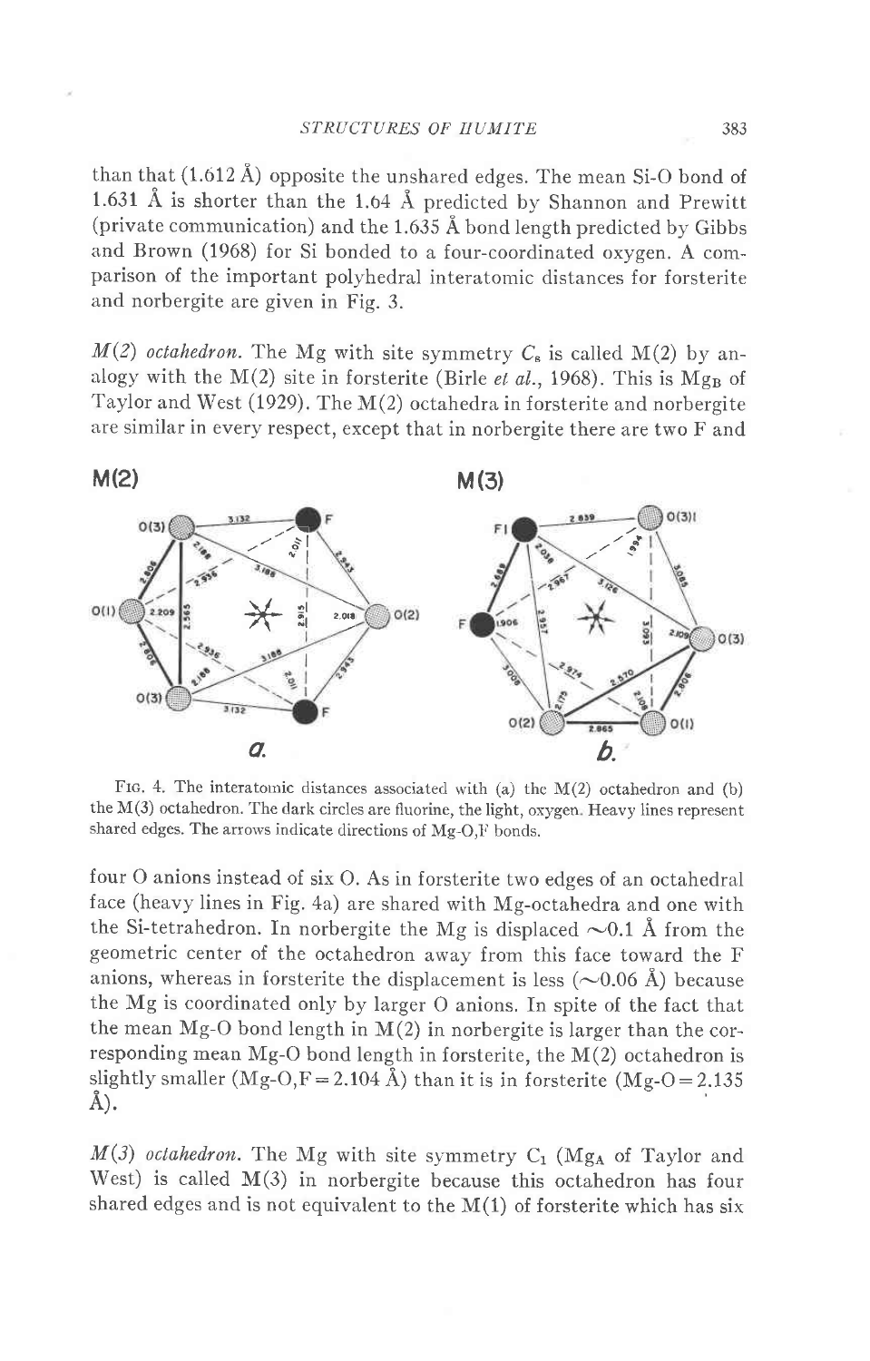than that (1.612 Å) opposite the unshared edges. The mean Si-O bond of 1.631 Å is shorter than the 1.64 Å predicted by Shannon and Prewitt (private communication) and the 1.635 Å bond length predicted by Gibbs and Brown (1968) for Si bonded to a four-coordinated oxygen. A comparison of the important polyhedral interatomic distances for forsterite and norbergite are given in Fig. 3.

*M(2) octahedron.* The Mg with site symmetry $C_s$ is called M(2) by analogy with the M(2) site in forsterite (Birle *et al.*, 1968). This is $Mg_B$ of Taylor and West (1929). The M(2) octahedra in forsterite and norbergite are similar in every respect, except that in norbergite there are two F and

FIG. 4. The interatomic distances associated with (a) the M(2) octahedron and (b) the M(3) octahedron. The dark circles are fluorine, the light, oxygen. Heavy lines represent shared edges. The arrows indicate directions of Mg-O,F bonds.

four O anions instead of six O. As in forsterite two edges of an octahedral face (heavy lines in Fig. 4a) are shared with Mg-octahedra and one with the Si-tetrahedron. In norbergite the Mg is displaced ~0.1 Å from the geometric center of the octahedron away from this face toward the F anions, whereas in forsterite the displacement is less (~0.06 Å) because the Mg is coordinated only by larger O anions. In spite of the fact that the mean Mg-O bond length in M(2) in norbergite is larger than the corresponding mean Mg-O bond length in forsterite, the M(2) octahedron is slightly smaller (Mg-O,F = 2.104 Å) than it is in forsterite (Mg-O = 2.135 Å).

*M(3) octahedron.* The Mg with site symmetry $C_1$ ($Mg_A$ of Taylor and West) is called M(3) in norbergite because this octahedron has four shared edges and is not equivalent to the M(1) of forsterite which has six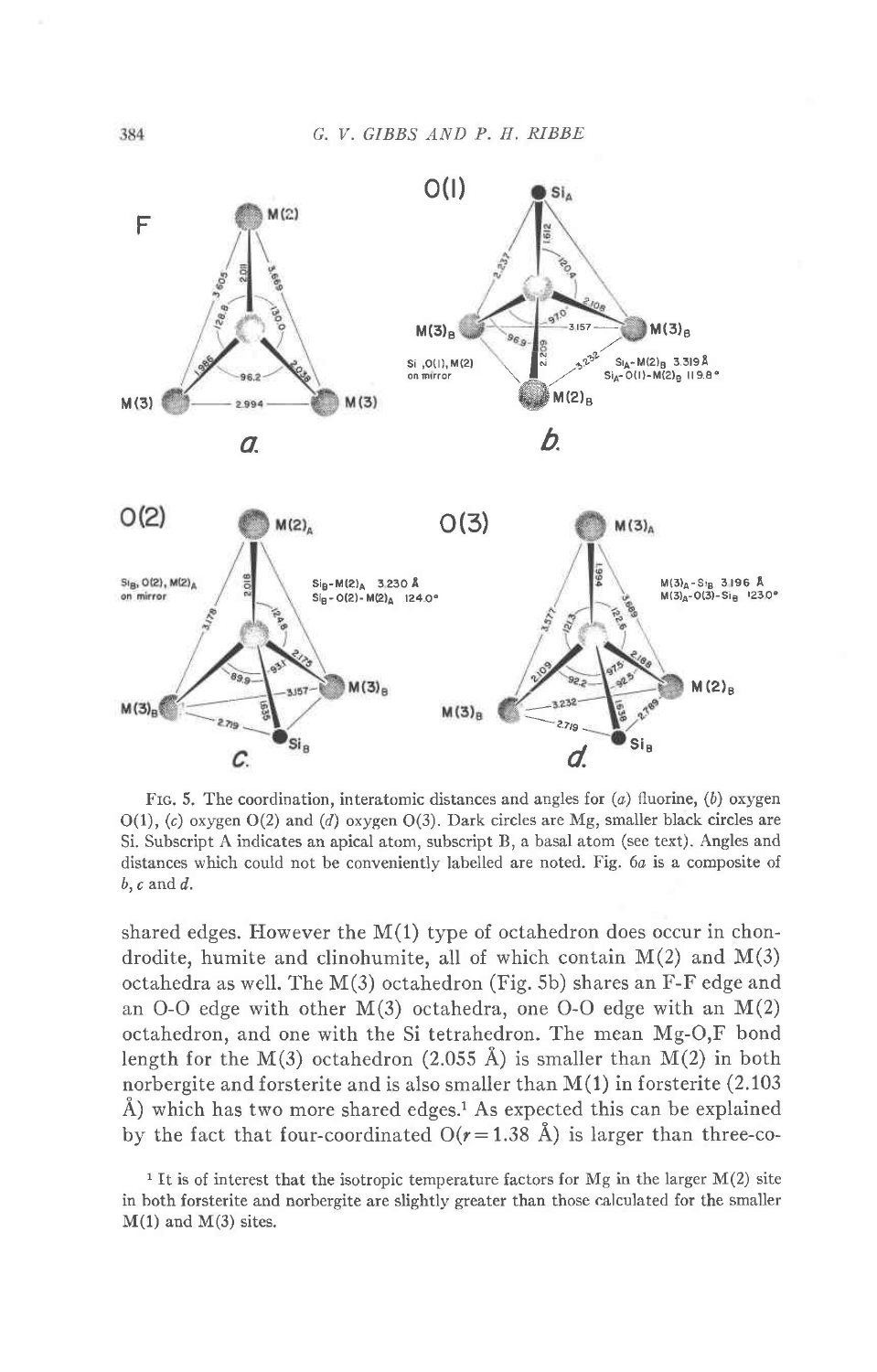Fig. 5. The coordination, interatomic distances and angles for (*a*) fluorine, (*b*) oxygen O(1), (*c*) oxygen O(2) and (*d*) oxygen O(3). Dark circles are Mg, smaller black circles are Si. Subscript A indicates an apical atom, subscript B, a basal atom (see text). Angles and distances which could not be conveniently labelled are noted. Fig. 6*a* is a composite of *b*, *c* and *d*.

shared edges. However the M(1) type of octahedron does occur in chondrodite, humite and clinohumite, all of which contain M(2) and M(3) octahedra as well. The M(3) octahedron (Fig. 5b) shares an F-F edge and an O-O edge with other M(3) octahedra, one O-O edge with an M(2) octahedron, and one with the Si tetrahedron. The mean Mg-O,F bond length for the M(3) octahedron (2.055 Å) is smaller than M(2) in both norbergite and forsterite and is also smaller than M(1) in forsterite (2.103 Å) which has two more shared edges.[1] As expected this can be explained by the fact that four-coordinated O($r$ = 1.38 Å) is larger than three-co-

[1] It is of interest that the isotropic temperature factors for Mg in the larger M(2) site in both forsterite and norbergite are slightly greater than those calculated for the smaller M(1) and M(3) sites.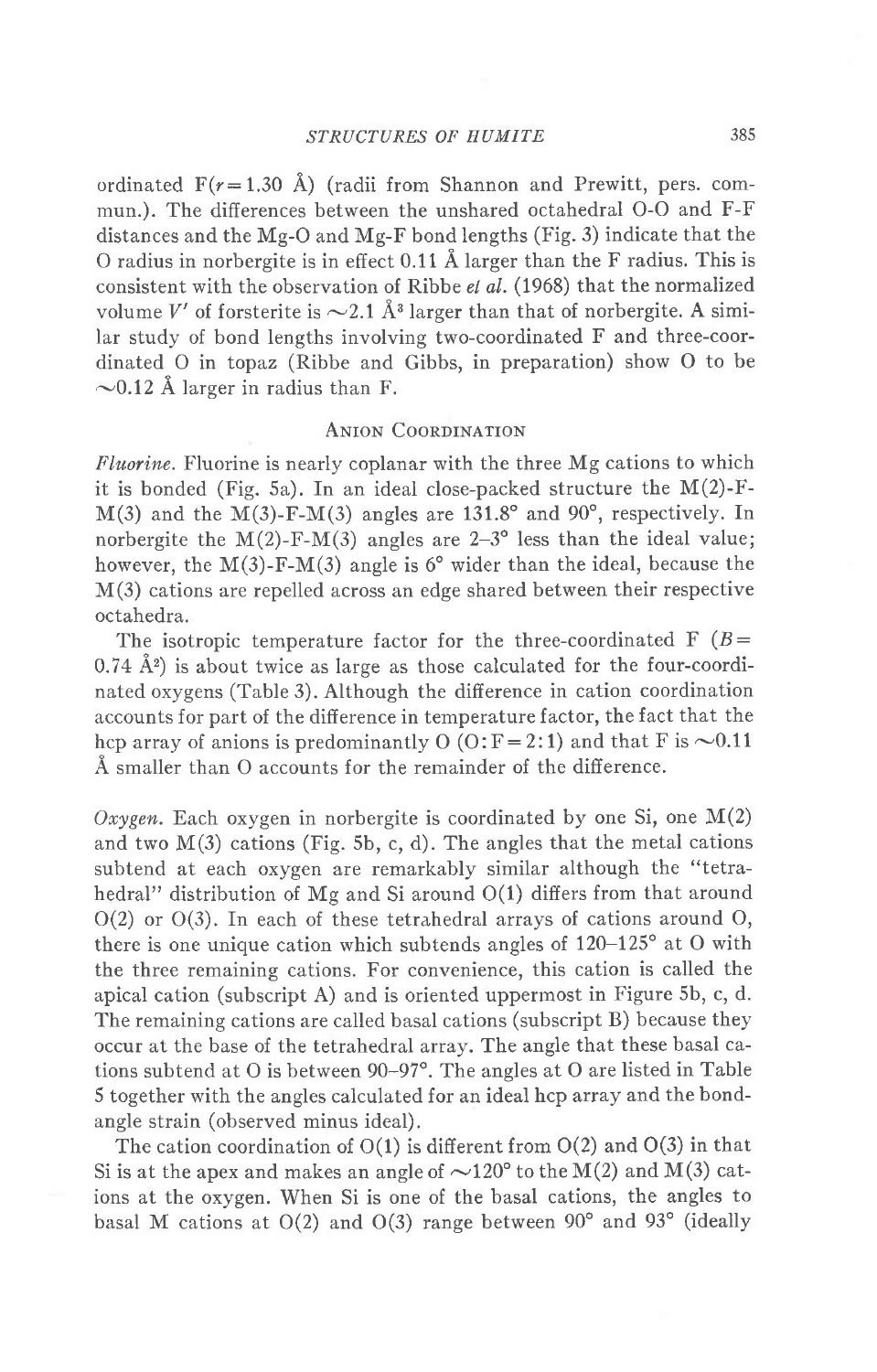ordinated F($r = 1.30$ Å) (radii from Shannon and Prewitt, pers. commun.). The differences between the unshared octahedral O-O and F-F distances and the Mg-O and Mg-F bond lengths (Fig. 3) indicate that the O radius in norbergite is in effect 0.11 Å larger than the F radius. This is consistent with the observation of Ribbe *et al.* (1968) that the normalized volume $V'$ of forsterite is ~2.1 Å$^3$ larger than that of norbergite. A similar study of bond lengths involving two-coordinated F and three-coordinated O in topaz (Ribbe and Gibbs, in preparation) show O to be ~0.12 Å larger in radius than F.

## Anion Coordination

*Fluorine.* Fluorine is nearly coplanar with the three Mg cations to which it is bonded (Fig. 5a). In an ideal close-packed structure the M(2)-F-M(3) and the M(3)-F-M(3) angles are 131.8° and 90°, respectively. In norbergite the M(2)-F-M(3) angles are 2–3° less than the ideal value; however, the M(3)-F-M(3) angle is 6° wider than the ideal, because the M(3) cations are repelled across an edge shared between their respective octahedra.

The isotropic temperature factor for the three-coordinated F ($B = 0.74$ Å$^2$) is about twice as large as those calculated for the four-coordinated oxygens (Table 3). Although the difference in cation coordination accounts for part of the difference in temperature factor, the fact that the hcp array of anions is predominantly O (O:F = 2:1) and that F is ~0.11 Å smaller than O accounts for the remainder of the difference.

*Oxygen.* Each oxygen in norbergite is coordinated by one Si, one M(2) and two M(3) cations (Fig. 5b, c, d). The angles that the metal cations subtend at each oxygen are remarkably similar although the "tetrahedral" distribution of Mg and Si around O(1) differs from that around O(2) or O(3). In each of these tetrahedral arrays of cations around O, there is one unique cation which subtends angles of 120–125° at O with the three remaining cations. For convenience, this cation is called the apical cation (subscript A) and is oriented uppermost in Figure 5b, c, d. The remaining cations are called basal cations (subscript B) because they occur at the base of the tetrahedral array. The angle that these basal cations subtend at O is between 90–97°. The angles at O are listed in Table 5 together with the angles calculated for an ideal hcp array and the bond-angle strain (observed minus ideal).

The cation coordination of O(1) is different from O(2) and O(3) in that Si is at the apex and makes an angle of ~120° to the M(2) and M(3) cations at the oxygen. When Si is one of the basal cations, the angles to basal M cations at O(2) and O(3) range between 90° and 93° (ideally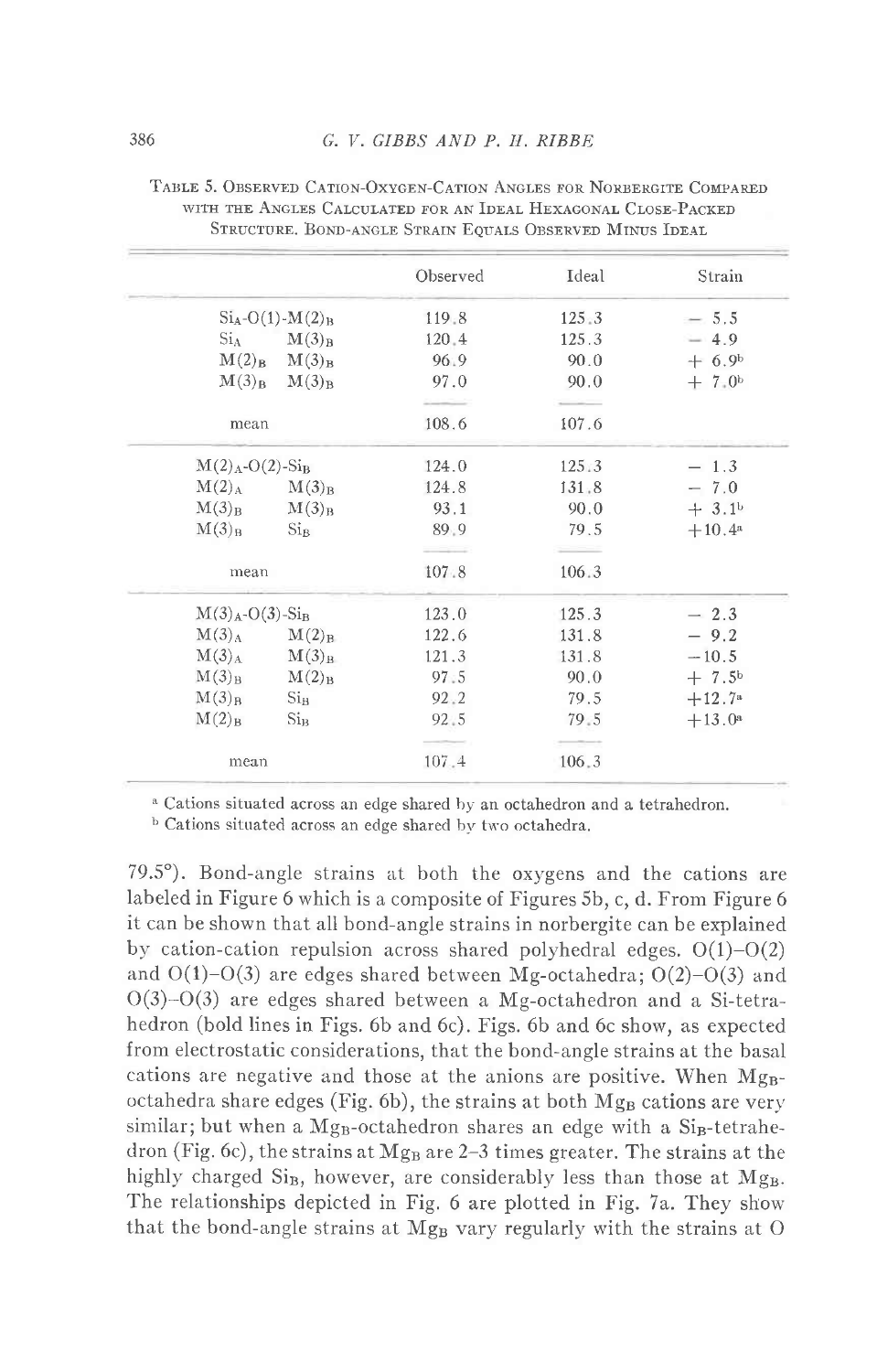TABLE 5. OBSERVED CATION-OXYGEN-CATION ANGLES FOR NORBERGITE COMPARED WITH THE ANGLES CALCULATED FOR AN IDEAL HEXAGONAL CLOSE-PACKED STRUCTURE. BOND-ANGLE STRAIN EQUALS OBSERVED MINUS IDEAL

| | Observed | Ideal | Strain |
|---|---|---|---|
| $Si_A$-O(1)-$M(2)_B$ | 119.8 | 125.3 | − 5.5 |
| $Si_A$ $M(3)_B$ | 120.4 | 125.3 | − 4.9 |
| $M(2)_B$ $M(3)_B$ | 96.9 | 90.0 | + 6.9[b] |
| $M(3)_B$ $M(3)_B$ | 97.0 | 90.0 | + 7.0[b] |
| mean | 108.6 | 107.6 | |
| $M(2)_A$-O(2)-$Si_B$ | 124.0 | 125.3 | − 1.3 |
| $M(2)_A$ $M(3)_B$ | 124.8 | 131.8 | − 7.0 |
| $M(3)_B$ $M(3)_B$ | 93.1 | 90.0 | + 3.1[b] |
| $M(3)_B$ $Si_B$ | 89.9 | 79.5 | +10.4[a] |
| mean | 107.8 | 106.3 | |
| $M(3)_A$-O(3)-$Si_B$ | 123.0 | 125.3 | − 2.3 |
| $M(3)_A$ $M(2)_B$ | 122.6 | 131.8 | − 9.2 |
| $M(3)_A$ $M(3)_B$ | 121.3 | 131.8 | −10.5 |
| $M(3)_B$ $M(2)_B$ | 97.5 | 90.0 | + 7.5[b] |
| $M(3)_B$ $Si_B$ | 92.2 | 79.5 | +12.7[a] |
| $M(2)_B$ $Si_B$ | 92.5 | 79.5 | +13.0[a] |
| mean | 107.4 | 106.3 | |

[a] Cations situated across an edge shared by an octahedron and a tetrahedron.
[b] Cations situated across an edge shared by two octahedra.

79.5°). Bond-angle strains at both the oxygens and the cations are labeled in Figure 6 which is a composite of Figures 5b, c, d. From Figure 6 it can be shown that all bond-angle strains in norbergite can be explained by cation-cation repulsion across shared polyhedral edges. O(1)–O(2) and O(1)–O(3) are edges shared between Mg-octahedra; O(2)–O(3) and O(3)–O(3) are edges shared between a Mg-octahedron and a Si-tetrahedron (bold lines in Figs. 6b and 6c). Figs. 6b and 6c show, as expected from electrostatic considerations, that the bond-angle strains at the basal cations are negative and those at the anions are positive. When $Mg_B$-octahedra share edges (Fig. 6b), the strains at both $Mg_B$ cations are very similar; but when a $Mg_B$-octahedron shares an edge with a $Si_B$-tetrahedron (Fig. 6c), the strains at $Mg_B$ are 2–3 times greater. The strains at the highly charged $Si_B$, however, are considerably less than those at $Mg_B$. The relationships depicted in Fig. 6 are plotted in Fig. 7a. They show that the bond-angle strains at $Mg_B$ vary regularly with the strains at O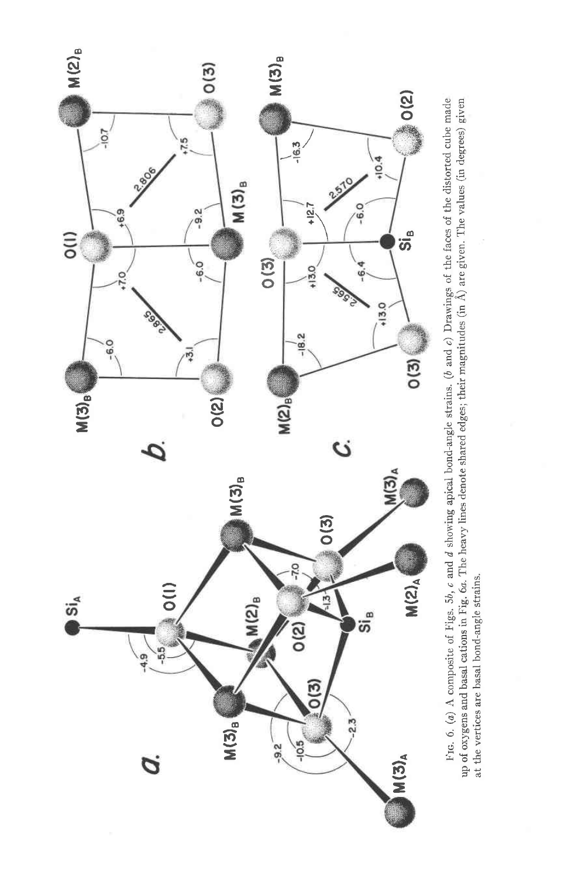FIG. 6. (*a*) A composite of Figs. 5*b*, *c* and *d* showing apical bond-angle strains. (*b* and *c*) Drawings of the faces of the distorted cube made up of oxygens and basal cations in Fig. 6*a*. The heavy lines denote shared edges; their magnitudes (in Å) are given. The values (in degrees) given at the vertices are basal bond-angle strains.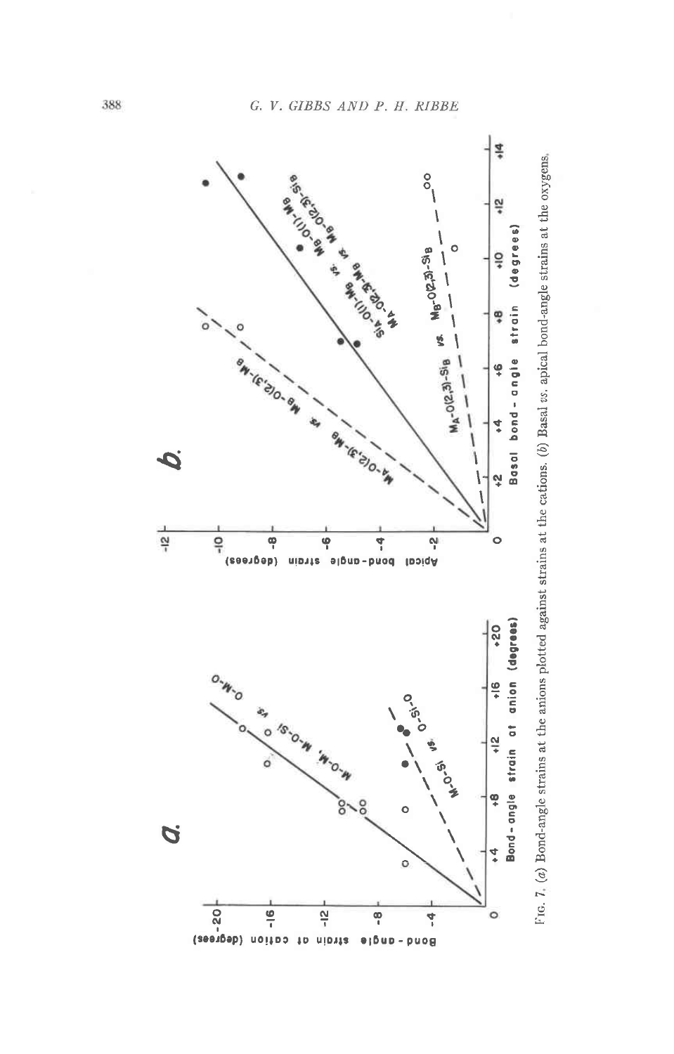FIG. 7. (*a*) Bond-angle strains at the anions plotted against strains at the cations. (*b*) Basal *vs.* apical bond-angle strains at the oxygens.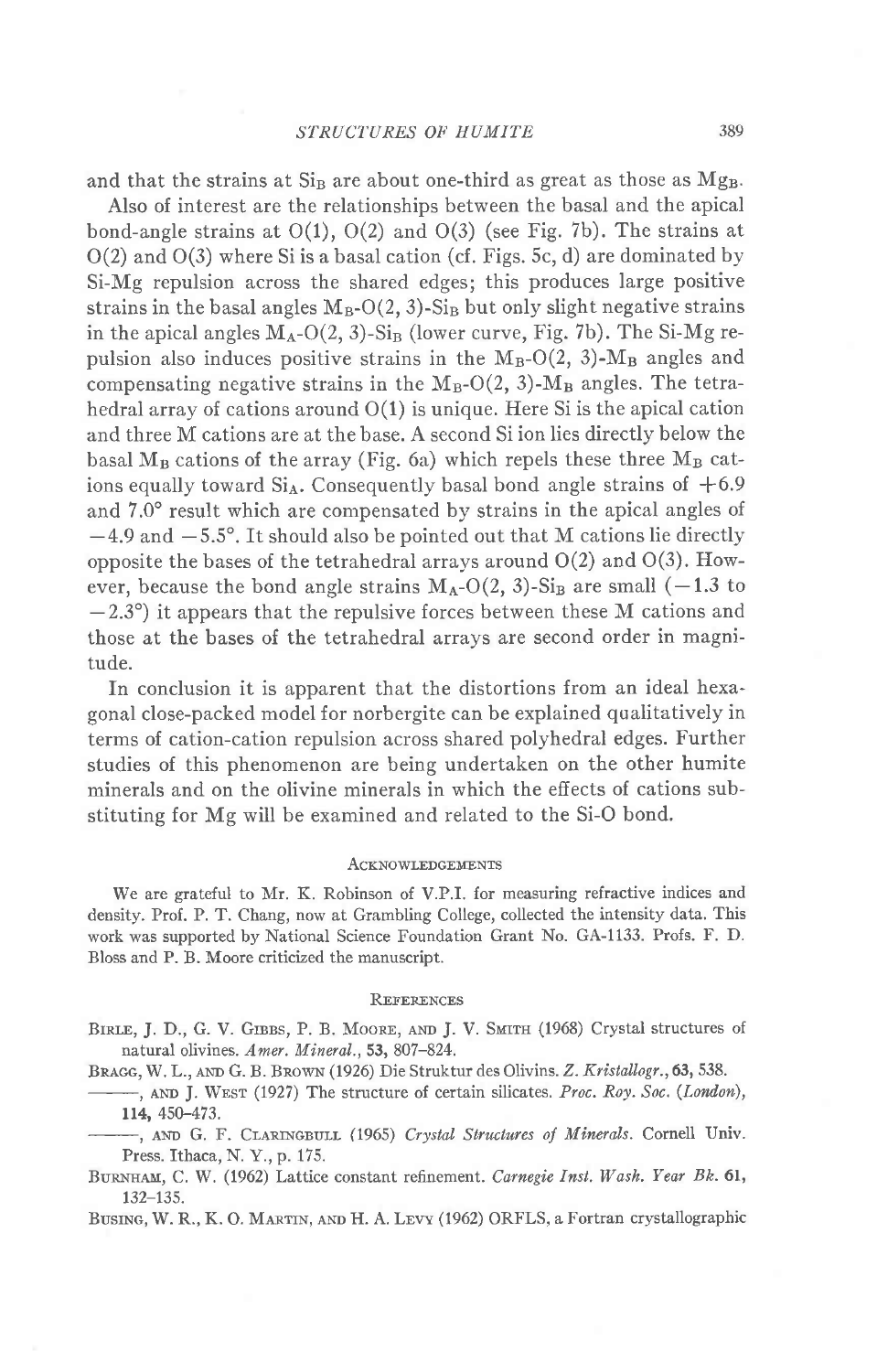and that the strains at $Si_B$ are about one-third as great as those as $Mg_B$.

Also of interest are the relationships between the basal and the apical bond-angle strains at O(1), O(2) and O(3) (see Fig. 7b). The strains at O(2) and O(3) where Si is a basal cation (cf. Figs. 5c, d) are dominated by Si-Mg repulsion across the shared edges; this produces large positive strains in the basal angles $M_B$-O(2, 3)-$Si_B$ but only slight negative strains in the apical angles $M_A$-O(2, 3)-$Si_B$ (lower curve, Fig. 7b). The Si-Mg repulsion also induces positive strains in the $M_B$-O(2, 3)-$M_B$ angles and compensating negative strains in the $M_B$-O(2, 3)-$M_B$ angles. The tetrahedral array of cations around O(1) is unique. Here Si is the apical cation and three M cations are at the base. A second Si ion lies directly below the basal $M_B$ cations of the array (Fig. 6a) which repels these three $M_B$ cations equally toward $Si_A$. Consequently basal bond angle strains of +6.9 and 7.0° result which are compensated by strains in the apical angles of −4.9 and −5.5°. It should also be pointed out that M cations lie directly opposite the bases of the tetrahedral arrays around O(2) and O(3). However, because the bond angle strains $M_A$-O(2, 3)-$Si_B$ are small (−1.3 to −2.3°) it appears that the repulsive forces between these M cations and those at the bases of the tetrahedral arrays are second order in magnitude.

In conclusion it is apparent that the distortions from an ideal hexagonal close-packed model for norbergite can be explained qualitatively in terms of cation-cation repulsion across shared polyhedral edges. Further studies of this phenomenon are being undertaken on the other humite minerals and on the olivine minerals in which the effects of cations substituting for Mg will be examined and related to the Si-O bond.

## Acknowledgements

We are grateful to Mr. K. Robinson of V.P.I. for measuring refractive indices and density. Prof. P. T. Chang, now at Grambling College, collected the intensity data. This work was supported by National Science Foundation Grant No. GA-1133. Profs. F. D. Bloss and P. B. Moore criticized the manuscript.

## References

Birle, J. D., G. V. Gibbs, P. B. Moore, and J. V. Smith (1968) Crystal structures of natural olivines. *Amer. Mineral.*, **53**, 807–824.

Bragg, W. L., and G. B. Brown (1926) Die Struktur des Olivins. *Z. Kristallogr.*, **63**, 538.

———, and J. West (1927) The structure of certain silicates. *Proc. Roy. Soc. (London)*, **114**, 450–473.

———, and G. F. Claringbull (1965) *Crystal Structures of Minerals.* Cornell Univ. Press. Ithaca, N. Y., p. 175.

Burnham, C. W. (1962) Lattice constant refinement. *Carnegie Inst. Wash. Year Bk.* **61**, 132–135.

Busing, W. R., K. O. Martin, and H. A. Levy (1962) ORFLS, a Fortran crystallographic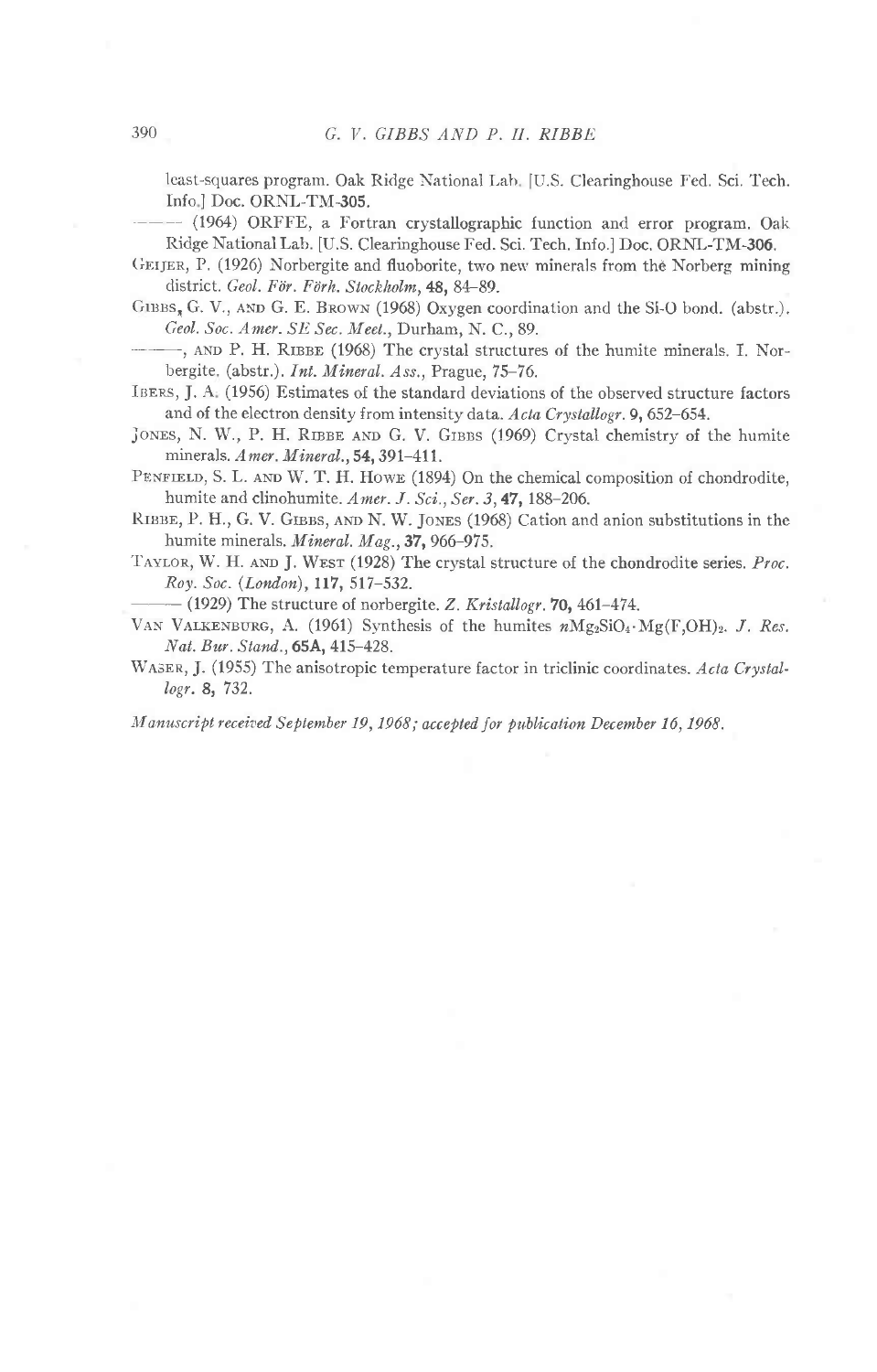least-squares program. Oak Ridge National Lab. [U.S. Clearinghouse Fed. Sci. Tech. Info.] Doc. ORNL-TM-**305**.

——— (1964) ORFFE, a Fortran crystallographic function and error program. Oak Ridge National Lab. [U.S. Clearinghouse Fed. Sci. Tech. Info.] Doc. ORNL-TM-**306**.

GEIJER, P. (1926) Norbergite and fluoborite, two new minerals from the Norberg mining district. *Geol. För. Förh. Stockholm*, **48**, 84–89.

GIBBS, G. V., AND G. E. BROWN (1968) Oxygen coordination and the Si-O bond. (abstr.). *Geol. Soc. Amer. SE Sec. Meet.*, Durham, N. C., 89.

———, AND P. H. RIBBE (1968) The crystal structures of the humite minerals. I. Norbergite. (abstr.). *Int. Mineral. Ass.*, Prague, 75–76.

IBERS, J. A. (1956) Estimates of the standard deviations of the observed structure factors and of the electron density from intensity data. *Acta Crystallogr.* **9**, 652–654.

JONES, N. W., P. H. RIBBE AND G. V. GIBBS (1969) Crystal chemistry of the humite minerals. *Amer. Mineral.*, **54**, 391–411.

PENFIELD, S. L. AND W. T. H. HOWE (1894) On the chemical composition of chondrodite, humite and clinohumite. *Amer. J. Sci., Ser. 3*, **47**, 188–206.

RIBBE, P. H., G. V. GIBBS, AND N. W. JONES (1968) Cation and anion substitutions in the humite minerals. *Mineral. Mag.*, **37**, 966–975.

TAYLOR, W. H. AND J. WEST (1928) The crystal structure of the chondrodite series. *Proc. Roy. Soc. (London)*, **117**, 517–532.

——— (1929) The structure of norbergite. *Z. Kristallogr.* **70**, 461–474.

VAN VALKENBURG, A. (1961) Synthesis of the humites $n\text{Mg}_2\text{SiO}_4\cdot\text{Mg(F,OH)}_2$. *J. Res. Nat. Bur. Stand.*, **65A**, 415–428.

WASER, J. (1955) The anisotropic temperature factor in triclinic coordinates. *Acta Crystallogr.* **8**, 732.

*Manuscript received September 19, 1968; accepted for publication December 16, 1968.*